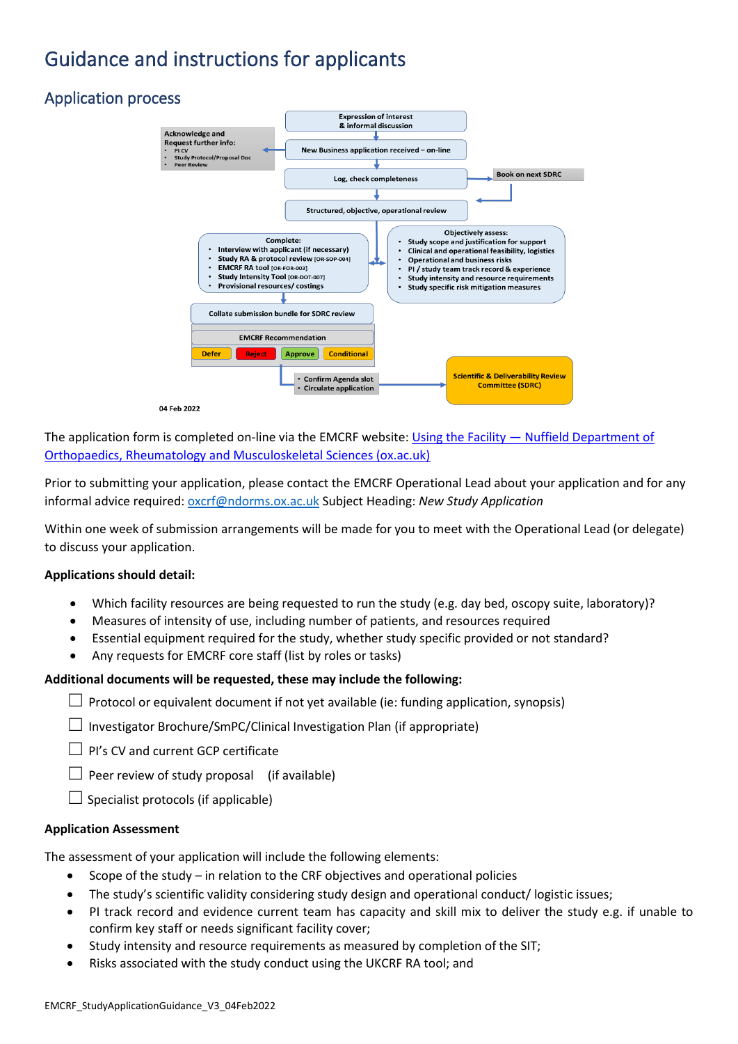# Guidance and instructions for applicants

## Application process

Expression of interest & informal discussion

New Business application received – on-line

Acknowledge and Request further info:
- PI CV
- Study Protocol/Proposal Doc
- Peer Review

Log, check completeness

Book on next SDRC

Structured, objective, operational review

Complete:
- Interview with applicant (if necessary)
- Study RA & protocol review [OR-SOP-004]
- EMCRF RA tool [OR-FOR-003]
- Study Intensity Tool [OR-DOT-007]
- Provisional resources/ costings

Objectively assess:
- Study scope and justification for support
- Clinical and operational feasibility, logistics
- Operational and business risks
- PI / study team track record & experience
- Study intensity and resource requirements
- Study specific risk mitigation measures

Collate submission bundle for SDRC review

EMCRF Recommendation

Defer | Reject | Approve | Conditional

- Confirm Agenda slot
- Circulate application

Scientific & Deliverability Review Committee (SDRC)

04 Feb 2022

The application form is completed on-line via the EMCRF website: [Using the Facility — Nuffield Department of Orthopaedics, Rheumatology and Musculoskeletal Sciences (ox.ac.uk)]

Prior to submitting your application, please contact the EMCRF Operational Lead about your application and for any informal advice required: oxcrf@ndorms.ox.ac.uk Subject Heading: *New Study Application*

Within one week of submission arrangements will be made for you to meet with the Operational Lead (or delegate) to discuss your application.

**Applications should detail:**

- Which facility resources are being requested to run the study (e.g. day bed, oscopy suite, laboratory)?
- Measures of intensity of use, including number of patients, and resources required
- Essential equipment required for the study, whether study specific provided or not standard?
- Any requests for EMCRF core staff (list by roles or tasks)

**Additional documents will be requested, these may include the following:**

- ☐ Protocol or equivalent document if not yet available (ie: funding application, synopsis)
- ☐ Investigator Brochure/SmPC/Clinical Investigation Plan (if appropriate)
- ☐ PI's CV and current GCP certificate
- ☐ Peer review of study proposal (if available)
- ☐ Specialist protocols (if applicable)

**Application Assessment**

The assessment of your application will include the following elements:

- Scope of the study – in relation to the CRF objectives and operational policies
- The study's scientific validity considering study design and operational conduct/ logistic issues;
- PI track record and evidence current team has capacity and skill mix to deliver the study e.g. if unable to confirm key staff or needs significant facility cover;
- Study intensity and resource requirements as measured by completion of the SIT;
- Risks associated with the study conduct using the UKCRF RA tool; and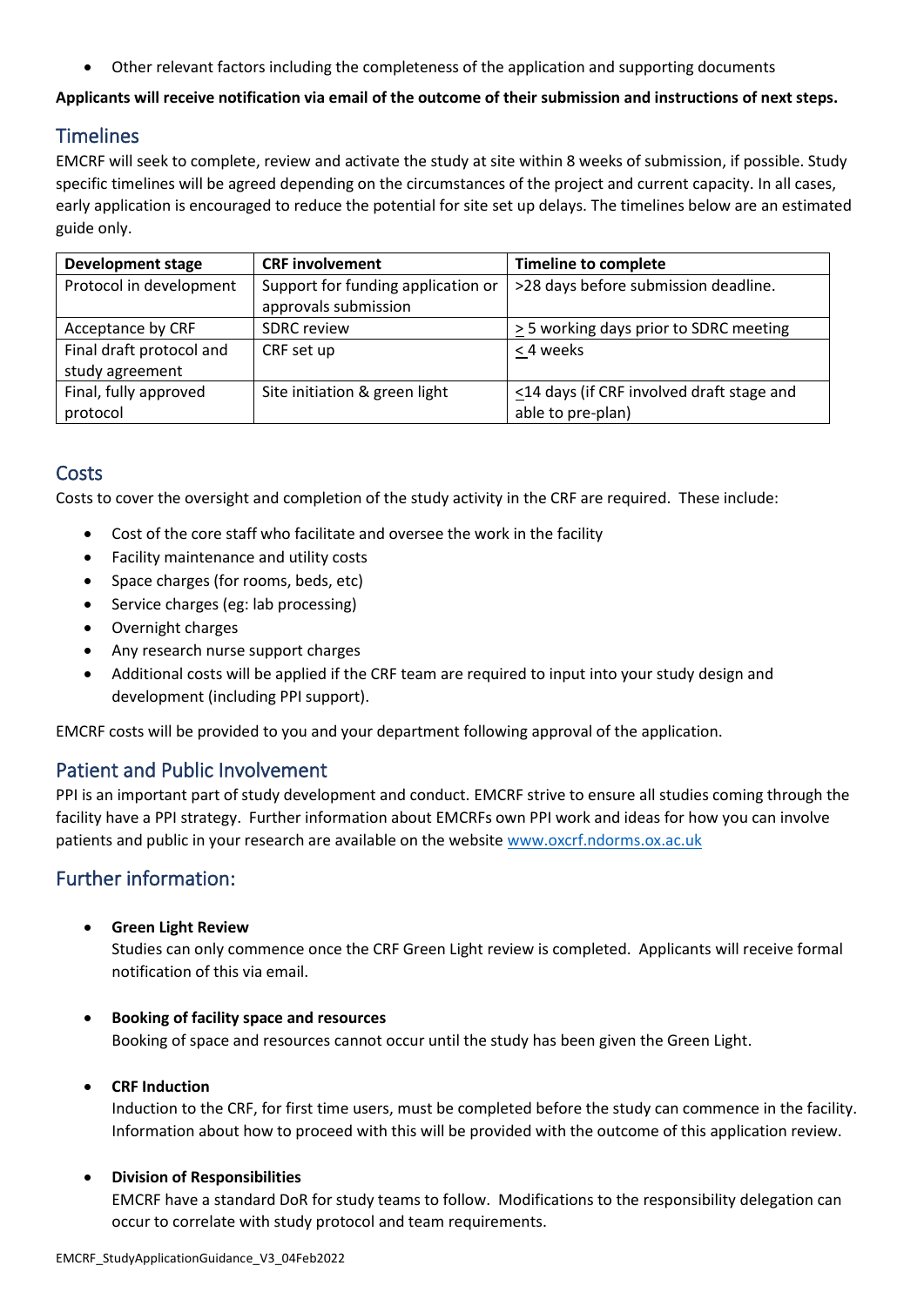- Other relevant factors including the completeness of the application and supporting documents

**Applicants will receive notification via email of the outcome of their submission and instructions of next steps.**

## Timelines

EMCRF will seek to complete, review and activate the study at site within 8 weeks of submission, if possible. Study specific timelines will be agreed depending on the circumstances of the project and current capacity. In all cases, early application is encouraged to reduce the potential for site set up delays. The timelines below are an estimated guide only.

| Development stage | CRF involvement | Timeline to complete |
|---|---|---|
| Protocol in development | Support for funding application or approvals submission | >28 days before submission deadline. |
| Acceptance by CRF | SDRC review | ≥ 5 working days prior to SDRC meeting |
| Final draft protocol and study agreement | CRF set up | ≤ 4 weeks |
| Final, fully approved protocol | Site initiation & green light | ≤14 days (if CRF involved draft stage and able to pre-plan) |

## Costs

Costs to cover the oversight and completion of the study activity in the CRF are required. These include:

- Cost of the core staff who facilitate and oversee the work in the facility
- Facility maintenance and utility costs
- Space charges (for rooms, beds, etc)
- Service charges (eg: lab processing)
- Overnight charges
- Any research nurse support charges
- Additional costs will be applied if the CRF team are required to input into your study design and development (including PPI support).

EMCRF costs will be provided to you and your department following approval of the application.

## Patient and Public Involvement

PPI is an important part of study development and conduct. EMCRF strive to ensure all studies coming through the facility have a PPI strategy. Further information about EMCRFs own PPI work and ideas for how you can involve patients and public in your research are available on the website www.oxcrf.ndorms.ox.ac.uk

## Further information:

- **Green Light Review**
  Studies can only commence once the CRF Green Light review is completed. Applicants will receive formal notification of this via email.

- **Booking of facility space and resources**
  Booking of space and resources cannot occur until the study has been given the Green Light.

- **CRF Induction**
  Induction to the CRF, for first time users, must be completed before the study can commence in the facility. Information about how to proceed with this will be provided with the outcome of this application review.

- **Division of Responsibilities**
  EMCRF have a standard DoR for study teams to follow. Modifications to the responsibility delegation can occur to correlate with study protocol and team requirements.